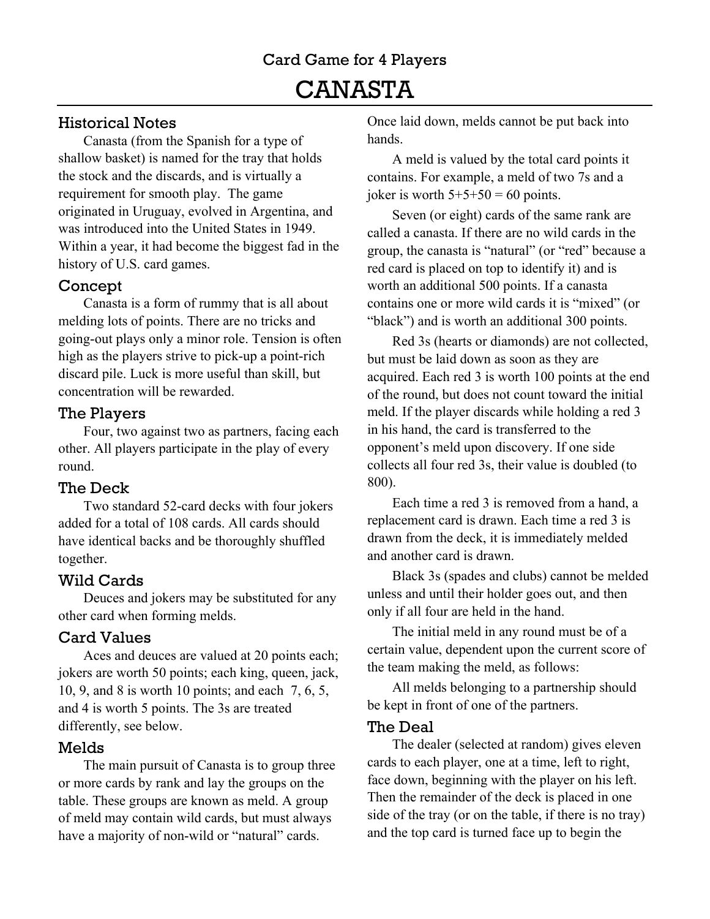Card Game for 4 Players

# CANASTA

## Historical Notes

Canasta (from the Spanish for a type of shallow basket) is named for the tray that holds the stock and the discards, and is virtually a requirement for smooth play. The game originated in Uruguay, evolved in Argentina, and was introduced into the United States in 1949. Within a year, it had become the biggest fad in the history of U.S. card games.

## Concept

Canasta is a form of rummy that is all about melding lots of points. There are no tricks and going-out plays only a minor role. Tension is often high as the players strive to pick-up a point-rich discard pile. Luck is more useful than skill, but concentration will be rewarded.

## The Players

Four, two against two as partners, facing each other. All players participate in the play of every round.

## The Deck

Two standard 52-card decks with four jokers added for a total of 108 cards. All cards should have identical backs and be thoroughly shuffled together.

## Wild Cards

Deuces and jokers may be substituted for any other card when forming melds.

## Card Values

Aces and deuces are valued at 20 points each; jokers are worth 50 points; each king, queen, jack, 10, 9, and 8 is worth 10 points; and each 7, 6, 5, and 4 is worth 5 points. The 3s are treated differently, see below.

## Melds

The main pursuit of Canasta is to group three or more cards by rank and lay the groups on the table. These groups are known as meld. A group of meld may contain wild cards, but must always have a majority of non-wild or "natural" cards. Once laid down, melds cannot be put back into hands.

A meld is valued by the total card points it contains. For example, a meld of two 7s and a joker is worth 5+5+50 = 60 points.

Seven (or eight) cards of the same rank are called a canasta. If there are no wild cards in the group, the canasta is "natural" (or "red" because a red card is placed on top to identify it) and is worth an additional 500 points. If a canasta contains one or more wild cards it is "mixed" (or "black") and is worth an additional 300 points.

Red 3s (hearts or diamonds) are not collected, but must be laid down as soon as they are acquired. Each red 3 is worth 100 points at the end of the round, but does not count toward the initial meld. If the player discards while holding a red 3 in his hand, the card is transferred to the opponent's meld upon discovery. If one side collects all four red 3s, their value is doubled (to 800).

Each time a red 3 is removed from a hand, a replacement card is drawn. Each time a red 3 is drawn from the deck, it is immediately melded and another card is drawn.

Black 3s (spades and clubs) cannot be melded unless and until their holder goes out, and then only if all four are held in the hand.

The initial meld in any round must be of a certain value, dependent upon the current score of the team making the meld, as follows:

All melds belonging to a partnership should be kept in front of one of the partners.

## The Deal

The dealer (selected at random) gives eleven cards to each player, one at a time, left to right, face down, beginning with the player on his left. Then the remainder of the deck is placed in one side of the tray (or on the table, if there is no tray) and the top card is turned face up to begin the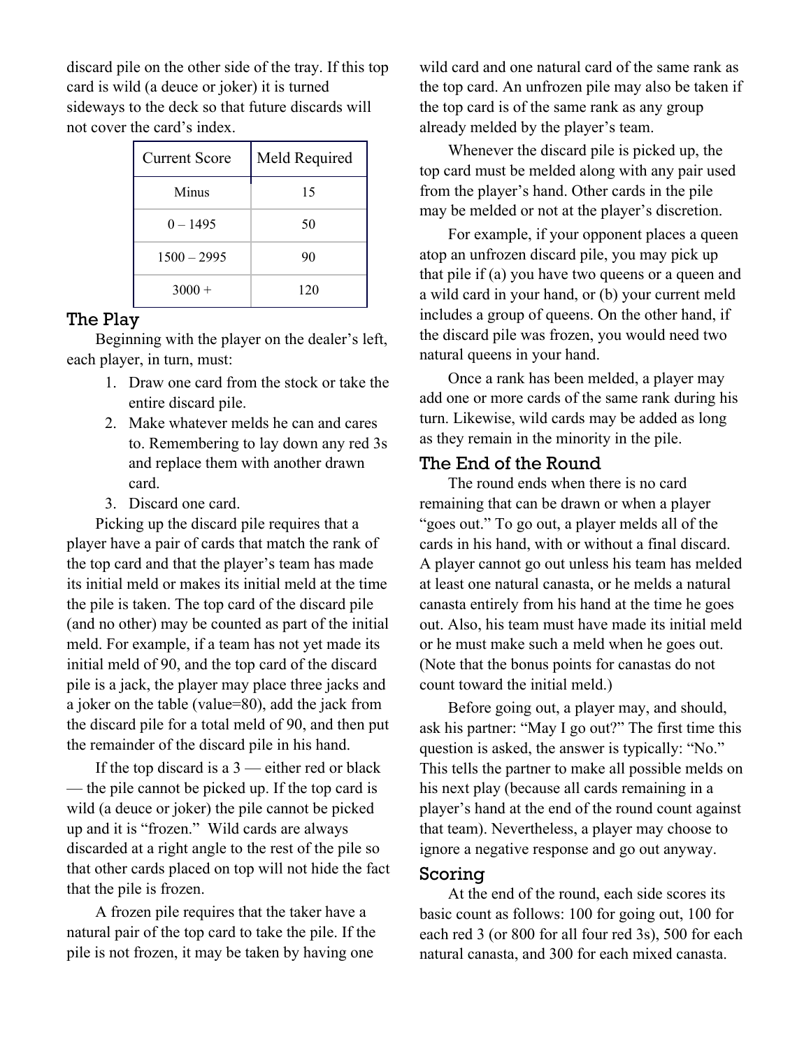discard pile on the other side of the tray. If this top card is wild (a deuce or joker) it is turned sideways to the deck so that future discards will not cover the card's index.

| Current Score | Meld Required |
| --- | --- |
| Minus | 15 |
| 0 – 1495 | 50 |
| 1500 – 2995 | 90 |
| 3000 + | 120 |

## The Play

Beginning with the player on the dealer's left, each player, in turn, must:

1. Draw one card from the stock or take the entire discard pile.
2. Make whatever melds he can and cares to. Remembering to lay down any red 3s and replace them with another drawn card.
3. Discard one card.

Picking up the discard pile requires that a player have a pair of cards that match the rank of the top card and that the player's team has made its initial meld or makes its initial meld at the time the pile is taken. The top card of the discard pile (and no other) may be counted as part of the initial meld. For example, if a team has not yet made its initial meld of 90, and the top card of the discard pile is a jack, the player may place three jacks and a joker on the table (value=80), add the jack from the discard pile for a total meld of 90, and then put the remainder of the discard pile in his hand.

If the top discard is a 3 — either red or black — the pile cannot be picked up. If the top card is wild (a deuce or joker) the pile cannot be picked up and it is "frozen." Wild cards are always discarded at a right angle to the rest of the pile so that other cards placed on top will not hide the fact that the pile is frozen.

A frozen pile requires that the taker have a natural pair of the top card to take the pile. If the pile is not frozen, it may be taken by having one wild card and one natural card of the same rank as the top card. An unfrozen pile may also be taken if the top card is of the same rank as any group already melded by the player's team.

Whenever the discard pile is picked up, the top card must be melded along with any pair used from the player's hand. Other cards in the pile may be melded or not at the player's discretion.

For example, if your opponent places a queen atop an unfrozen discard pile, you may pick up that pile if (a) you have two queens or a queen and a wild card in your hand, or (b) your current meld includes a group of queens. On the other hand, if the discard pile was frozen, you would need two natural queens in your hand.

Once a rank has been melded, a player may add one or more cards of the same rank during his turn. Likewise, wild cards may be added as long as they remain in the minority in the pile.

## The End of the Round

The round ends when there is no card remaining that can be drawn or when a player "goes out." To go out, a player melds all of the cards in his hand, with or without a final discard. A player cannot go out unless his team has melded at least one natural canasta, or he melds a natural canasta entirely from his hand at the time he goes out. Also, his team must have made its initial meld or he must make such a meld when he goes out. (Note that the bonus points for canastas do not count toward the initial meld.)

Before going out, a player may, and should, ask his partner: "May I go out?" The first time this question is asked, the answer is typically: "No." This tells the partner to make all possible melds on his next play (because all cards remaining in a player's hand at the end of the round count against that team). Nevertheless, a player may choose to ignore a negative response and go out anyway.

## Scoring

At the end of the round, each side scores its basic count as follows: 100 for going out, 100 for each red 3 (or 800 for all four red 3s), 500 for each natural canasta, and 300 for each mixed canasta.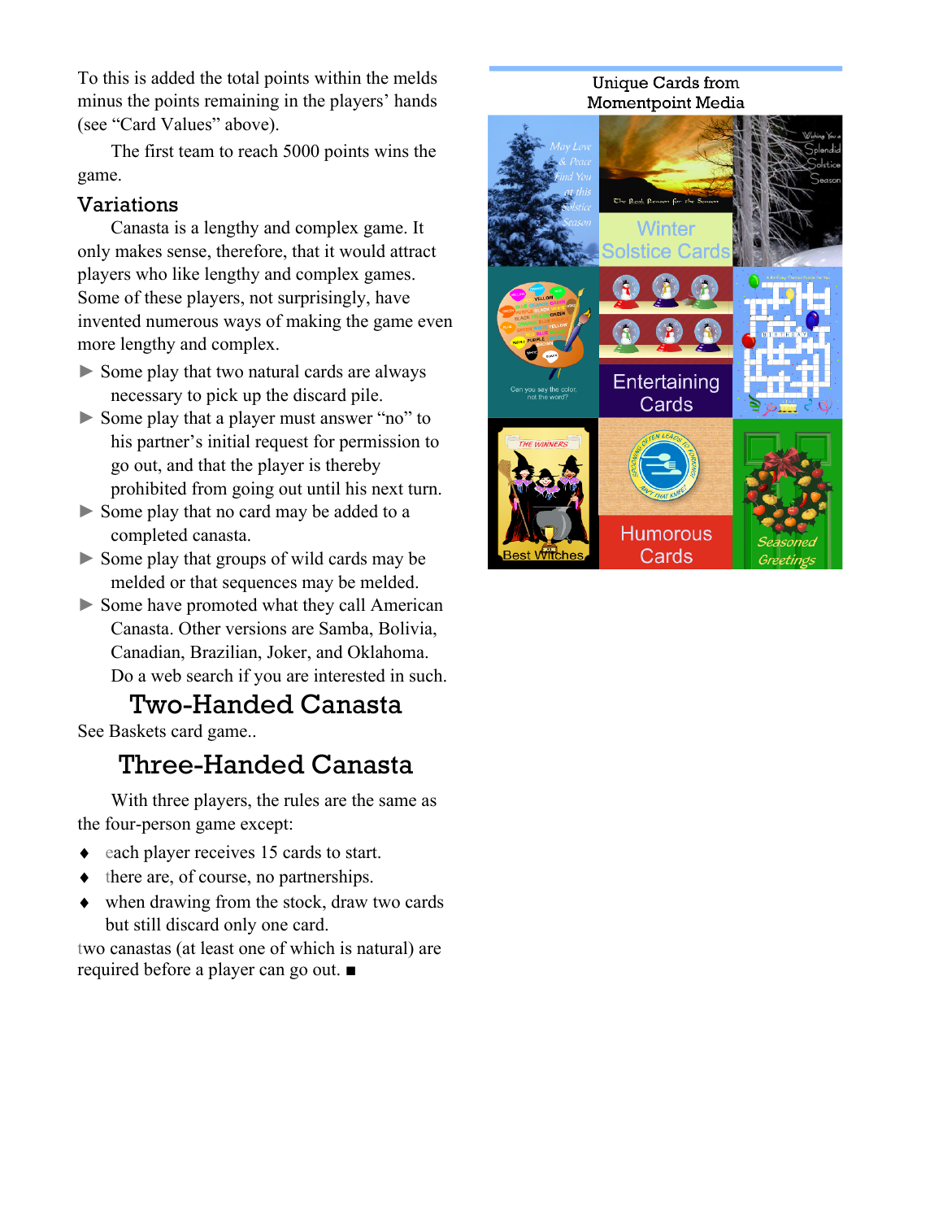To this is added the total points within the melds minus the points remaining in the players' hands (see "Card Values" above).

The first team to reach 5000 points wins the game.

## Variations

Canasta is a lengthy and complex game. It only makes sense, therefore, that it would attract players who like lengthy and complex games. Some of these players, not surprisingly, have invented numerous ways of making the game even more lengthy and complex.

- Some play that two natural cards are always necessary to pick up the discard pile.
- Some play that a player must answer "no" to his partner's initial request for permission to go out, and that the player is thereby prohibited from going out until his next turn.
- Some play that no card may be added to a completed canasta.
- Some play that groups of wild cards may be melded or that sequences may be melded.
- Some have promoted what they call American Canasta. Other versions are Samba, Bolivia, Canadian, Brazilian, Joker, and Oklahoma. Do a web search if you are interested in such.

# Two-Handed Canasta

See Baskets card game..

# Three-Handed Canasta

With three players, the rules are the same as the four-person game except:

- each player receives 15 cards to start.
- there are, of course, no partnerships.
- when drawing from the stock, draw two cards but still discard only one card.

two canastas (at least one of which is natural) are required before a player can go out. ■

Unique Cards from Momentpoint Media

May Love & Peace Find You at this Solstice Season

The Best Reason for the Season

Wishing You a Splendid Solstice Season

Winter Solstice Cards

Can you say the color, not the word?

Entertaining Cards

BIRTHDAY

THE WINNERS

Best Witches

Humorous Cards

Seasoned Greetings